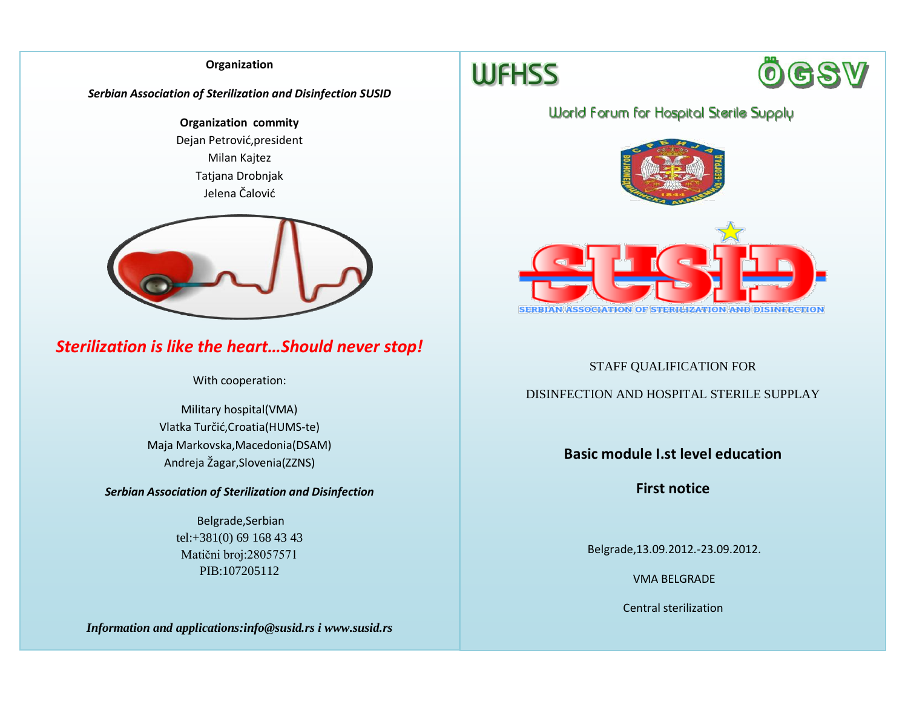**Organization**

***Serbian Association of Sterilization and Disinfection SUSID***

**Organization commity**

Dejan Petrović,president
Milan Kajtez
Tatjana Drobnjak
Jelena Čalović

***Sterilization is like the heart…Should never stop!***

With cooperation:

Military hospital(VMA)
Vlatka Turčić,Croatia(HUMS-te)
Maja Markovska,Macedonia(DSAM)
Andreja Žagar,Slovenia(ZZNS)

***Serbian Association of Sterilization and Disinfection***

Belgrade,Serbian
tel:+381(0) 69 168 43 43
Matični broj:28057571
PIB:107205112

***Information and applications:info@susid.rs i www.susid.rs***

WFHSS ÖGSV

World Forum for Hospital Sterile Supply

SUSID

SERBIAN ASSOCIATION OF STERILIZATION AND DISINFECTION

STAFF QUALIFICATION FOR

DISINFECTION AND HOSPITAL STERILE SUPPLAY

## Basic module I.st level education

## First notice

Belgrade,13.09.2012.-23.09.2012.

VMA BELGRADE

Central sterilization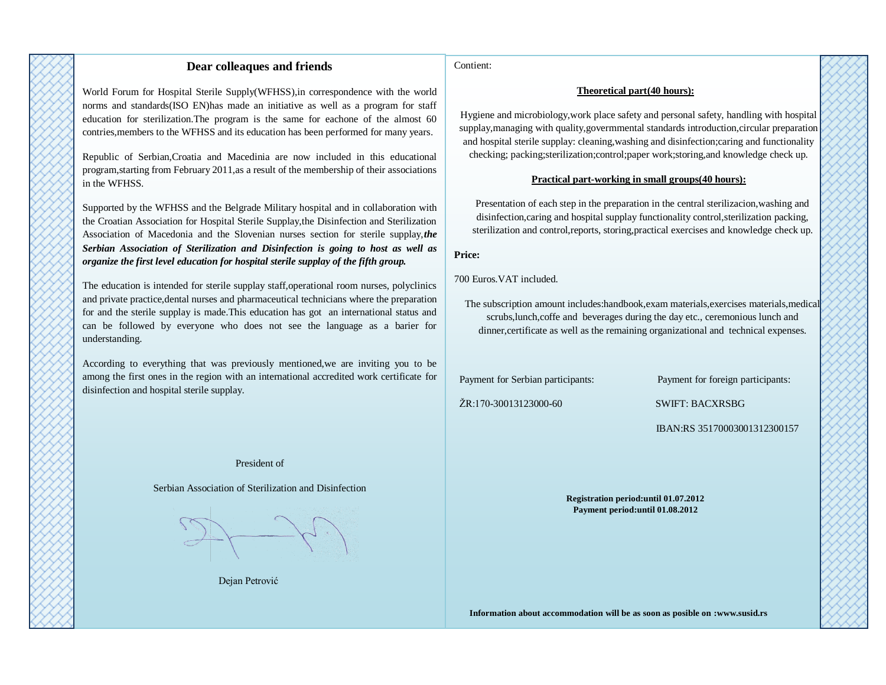## Dear colleaques and friends

World Forum for Hospital Sterile Supply(WFHSS),in correspondence with the world norms and standards(ISO EN)has made an initiative as well as a program for staff education for sterilization.The program is the same for eachone of the almost 60 contries,members to the WFHSS and its education has been performed for many years.

Republic of Serbian,Croatia and Macedinia are now included in this educational program,starting from February 2011,as a result of the membership of their associations in the WFHSS.

Supported by the WFHSS and the Belgrade Military hospital and in collaboration with the Croatian Association for Hospital Sterile Supplay,the Disinfection and Sterilization Association of Macedonia and the Slovenian nurses section for sterile supplay,***the Serbian Association of Sterilization and Disinfection is going to host as well as organize the first level education for hospital sterile supplay of the fifth group.***

The education is intended for sterile supplay staff,operational room nurses, polyclinics and private practice,dental nurses and pharmaceutical technicians where the preparation for and the sterile supplay is made.This education has got an international status and can be followed by everyone who does not see the language as a barier for understanding.

According to everything that was previously mentioned,we are inviting you to be among the first ones in the region with an international accredited work certificate for disinfection and hospital sterile supplay.

President of

Serbian Association of Sterilization and Disinfection

Dejan Petrović

Contient:

**Theoretical part(40 hours):**

Hygiene and microbiology,work place safety and personal safety, handling with hospital supplay,managing with quality,govermmental standards introduction,circular preparation and hospital sterile supplay: cleaning,washing and disinfection;caring and functionality checking; packing;sterilization;control;paper work;storing,and knowledge check up.

**Practical part-working in small groups(40 hours):**

Presentation of each step in the preparation in the central sterilizacion,washing and disinfection,caring and hospital supplay functionality control,sterilization packing, sterilization and control,reports, storing,practical exercises and knowledge check up.

**Price:**

700 Euros.VAT included.

The subscription amount includes:handbook,exam materials,exercises materials,medical scrubs,lunch,coffe and beverages during the day etc., ceremonious lunch and dinner,certificate as well as the remaining organizational and technical expenses.

Payment for Serbian participants:

ŽR:170-30013123000-60

Payment for foreign participants:

SWIFT: BACXRSBG

IBAN:RS 35170003001312300157

**Registration period:until 01.07.2012**
**Payment period:until 01.08.2012**

**Information about accommodation will be as soon as posible on :www.susid.rs**